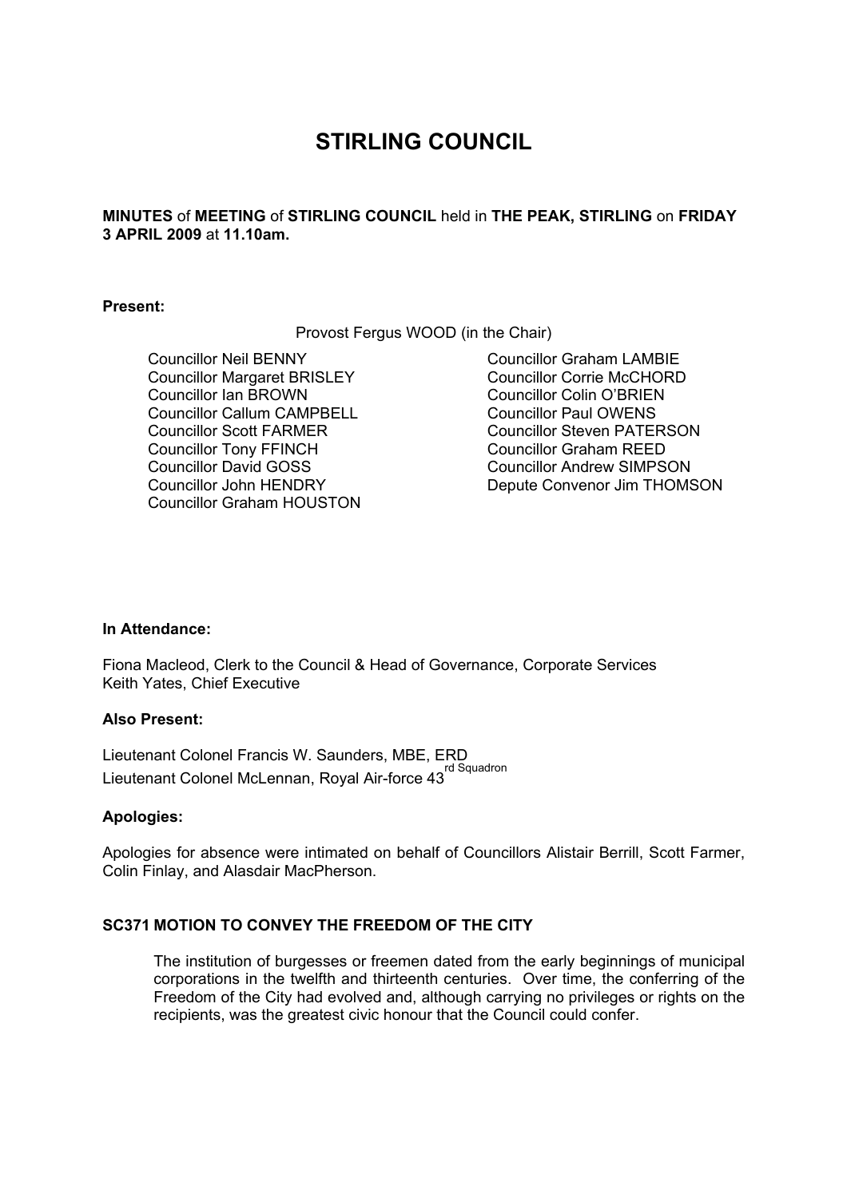# STIRLING COUNCIL

**MINUTES** of **MEETING** of **STIRLING COUNCIL** held in **THE PEAK, STIRLING** on **FRIDAY 3 APRIL 2009** at **11.10am.**

**Present:**

Provost Fergus WOOD (in the Chair)

Councillor Neil BENNY
Councillor Margaret BRISLEY
Councillor Ian BROWN
Councillor Callum CAMPBELL
Councillor Scott FARMER
Councillor Tony FFINCH
Councillor David GOSS
Councillor John HENDRY
Councillor Graham HOUSTON
Councillor Graham LAMBIE
Councillor Corrie McCHORD
Councillor Colin O'BRIEN
Councillor Paul OWENS
Councillor Steven PATERSON
Councillor Graham REED
Councillor Andrew SIMPSON
Depute Convenor Jim THOMSON

**In Attendance:**

Fiona Macleod, Clerk to the Council & Head of Governance, Corporate Services
Keith Yates, Chief Executive

**Also Present:**

Lieutenant Colonel Francis W. Saunders, MBE, ERD
Lieutenant Colonel McLennan, Royal Air-force 43rd Squadron

**Apologies:**

Apologies for absence were intimated on behalf of Councillors Alistair Berrill, Scott Farmer, Colin Finlay, and Alasdair MacPherson.

**SC371 MOTION TO CONVEY THE FREEDOM OF THE CITY**

The institution of burgesses or freemen dated from the early beginnings of municipal corporations in the twelfth and thirteenth centuries. Over time, the conferring of the Freedom of the City had evolved and, although carrying no privileges or rights on the recipients, was the greatest civic honour that the Council could confer.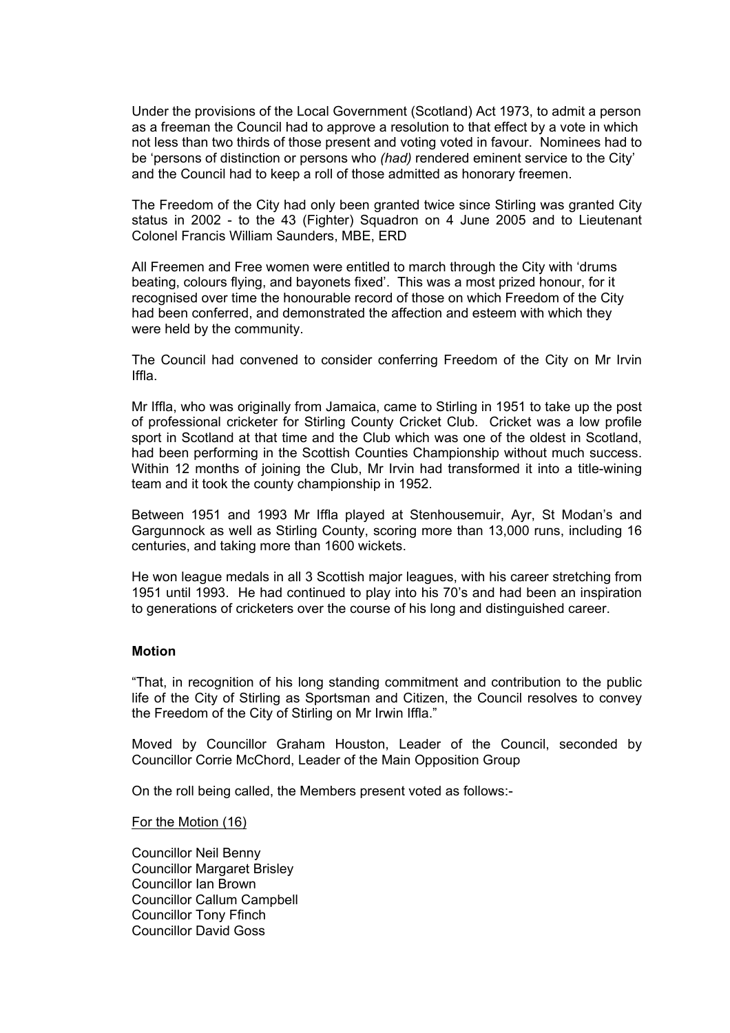Under the provisions of the Local Government (Scotland) Act 1973, to admit a person as a freeman the Council had to approve a resolution to that effect by a vote in which not less than two thirds of those present and voting voted in favour. Nominees had to be 'persons of distinction or persons who *(had)* rendered eminent service to the City' and the Council had to keep a roll of those admitted as honorary freemen.

The Freedom of the City had only been granted twice since Stirling was granted City status in 2002 - to the 43 (Fighter) Squadron on 4 June 2005 and to Lieutenant Colonel Francis William Saunders, MBE, ERD

All Freemen and Free women were entitled to march through the City with 'drums beating, colours flying, and bayonets fixed'. This was a most prized honour, for it recognised over time the honourable record of those on which Freedom of the City had been conferred, and demonstrated the affection and esteem with which they were held by the community.

The Council had convened to consider conferring Freedom of the City on Mr Irvin Iffla.

Mr Iffla, who was originally from Jamaica, came to Stirling in 1951 to take up the post of professional cricketer for Stirling County Cricket Club. Cricket was a low profile sport in Scotland at that time and the Club which was one of the oldest in Scotland, had been performing in the Scottish Counties Championship without much success. Within 12 months of joining the Club, Mr Irvin had transformed it into a title-wining team and it took the county championship in 1952.

Between 1951 and 1993 Mr Iffla played at Stenhousemuir, Ayr, St Modan's and Gargunnock as well as Stirling County, scoring more than 13,000 runs, including 16 centuries, and taking more than 1600 wickets.

He won league medals in all 3 Scottish major leagues, with his career stretching from 1951 until 1993. He had continued to play into his 70's and had been an inspiration to generations of cricketers over the course of his long and distinguished career.

**Motion**

"That, in recognition of his long standing commitment and contribution to the public life of the City of Stirling as Sportsman and Citizen, the Council resolves to convey the Freedom of the City of Stirling on Mr Irwin Iffla."

Moved by Councillor Graham Houston, Leader of the Council, seconded by Councillor Corrie McChord, Leader of the Main Opposition Group

On the roll being called, the Members present voted as follows:-

For the Motion (16)

Councillor Neil Benny
Councillor Margaret Brisley
Councillor Ian Brown
Councillor Callum Campbell
Councillor Tony Ffinch
Councillor David Goss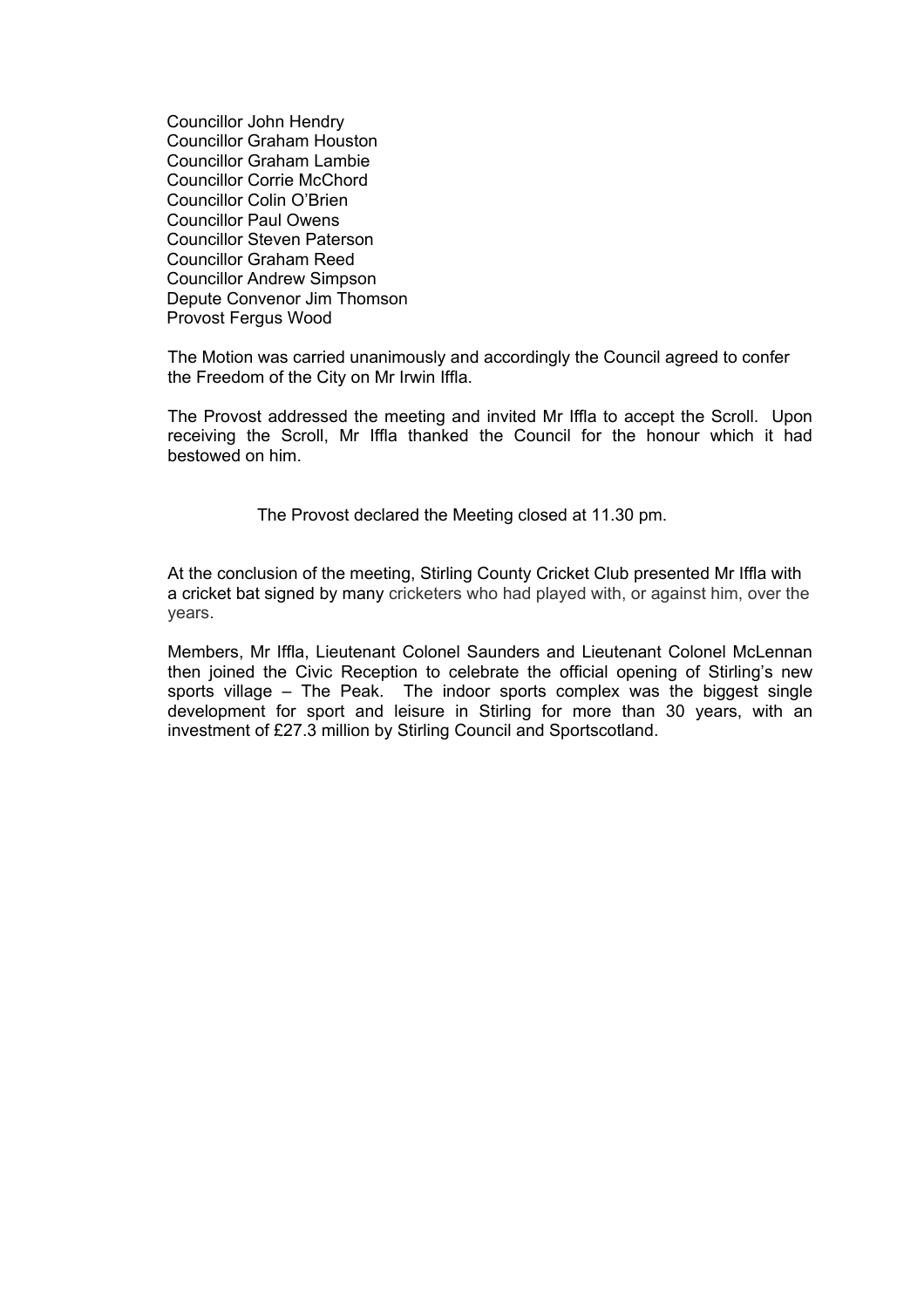Councillor John Hendry
Councillor Graham Houston
Councillor Graham Lambie
Councillor Corrie McChord
Councillor Colin O'Brien
Councillor Paul Owens
Councillor Steven Paterson
Councillor Graham Reed
Councillor Andrew Simpson
Depute Convenor Jim Thomson
Provost Fergus Wood

The Motion was carried unanimously and accordingly the Council agreed to confer the Freedom of the City on Mr Irwin Iffla.

The Provost addressed the meeting and invited Mr Iffla to accept the Scroll. Upon receiving the Scroll, Mr Iffla thanked the Council for the honour which it had bestowed on him.

The Provost declared the Meeting closed at 11.30 pm.

At the conclusion of the meeting, Stirling County Cricket Club presented Mr Iffla with a cricket bat signed by many cricketers who had played with, or against him, over the years.

Members, Mr Iffla, Lieutenant Colonel Saunders and Lieutenant Colonel McLennan then joined the Civic Reception to celebrate the official opening of Stirling's new sports village – The Peak. The indoor sports complex was the biggest single development for sport and leisure in Stirling for more than 30 years, with an investment of £27.3 million by Stirling Council and Sportscotland.